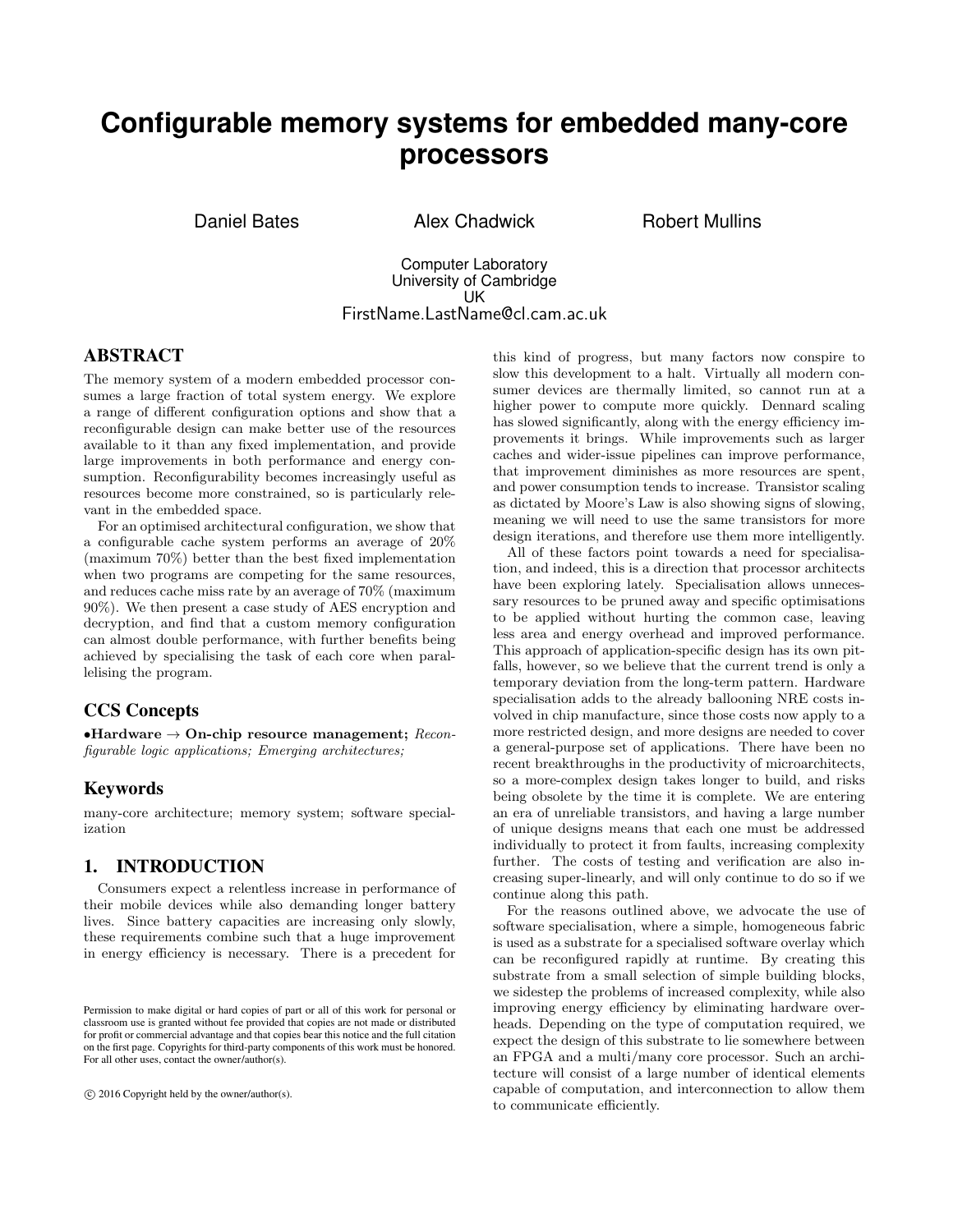# Configurable memory systems for embedded many-core processors

Daniel Bates, Alex Chadwick, Robert Mullins

Computer Laboratory
University of Cambridge
UK
FirstName.LastName@cl.cam.ac.uk

## ABSTRACT

The memory system of a modern embedded processor consumes a large fraction of total system energy. We explore a range of different configuration options and show that a reconfigurable design can make better use of the resources available to it than any fixed implementation, and provide large improvements in both performance and energy consumption. Reconfigurability becomes increasingly useful as resources become more constrained, so is particularly relevant in the embedded space.

For an optimised architectural configuration, we show that a configurable cache system performs an average of 20% (maximum 70%) better than the best fixed implementation when two programs are competing for the same resources, and reduces cache miss rate by an average of 70% (maximum 90%). We then present a case study of AES encryption and decryption, and find that a custom memory configuration can almost double performance, with further benefits being achieved by specialising the task of each core when parallelising the program.

## CCS Concepts

•**Hardware → On-chip resource management;** *Reconfigurable logic applications; Emerging architectures;*

## Keywords

many-core architecture; memory system; software specialization

## 1. INTRODUCTION

Consumers expect a relentless increase in performance of their mobile devices while also demanding longer battery lives. Since battery capacities are increasing only slowly, these requirements combine such that a huge improvement in energy efficiency is necessary. There is a precedent for this kind of progress, but many factors now conspire to slow this development to a halt. Virtually all modern consumer devices are thermally limited, so cannot run at a higher power to compute more quickly. Dennard scaling has slowed significantly, along with the energy efficiency improvements it brings. While improvements such as larger caches and wider-issue pipelines can improve performance, that improvement diminishes as more resources are spent, and power consumption tends to increase. Transistor scaling as dictated by Moore's Law is also showing signs of slowing, meaning we will need to use the same transistors for more design iterations, and therefore use them more intelligently.

All of these factors point towards a need for specialisation, and indeed, this is a direction that processor architects have been exploring lately. Specialisation allows unnecessary resources to be pruned away and specific optimisations to be applied without hurting the common case, leaving less area and energy overhead and improved performance. This approach of application-specific design has its own pitfalls, however, so we believe that the current trend is only a temporary deviation from the long-term pattern. Hardware specialisation adds to the already ballooning NRE costs involved in chip manufacture, since those costs now apply to a more restricted design, and more designs are needed to cover a general-purpose set of applications. There have been no recent breakthroughs in the productivity of microarchitects, so a more-complex design takes longer to build, and risks being obsolete by the time it is complete. We are entering an era of unreliable transistors, and having a large number of unique designs means that each one must be addressed individually to protect it from faults, increasing complexity further. The costs of testing and verification are also increasing super-linearly, and will only continue to do so if we continue along this path.

For the reasons outlined above, we advocate the use of software specialisation, where a simple, homogeneous fabric is used as a substrate for a specialised software overlay which can be reconfigured rapidly at runtime. By creating this substrate from a small selection of simple building blocks, we sidestep the problems of increased complexity, while also improving energy efficiency by eliminating hardware overheads. Depending on the type of computation required, we expect the design of this substrate to lie somewhere between an FPGA and a multi/many core processor. Such an architecture will consist of a large number of identical elements capable of computation, and interconnection to allow them to communicate efficiently.

Permission to make digital or hard copies of part or all of this work for personal or classroom use is granted without fee provided that copies are not made or distributed for profit or commercial advantage and that copies bear this notice and the full citation on the first page. Copyrights for third-party components of this work must be honored. For all other uses, contact the owner/author(s).

© 2016 Copyright held by the owner/author(s).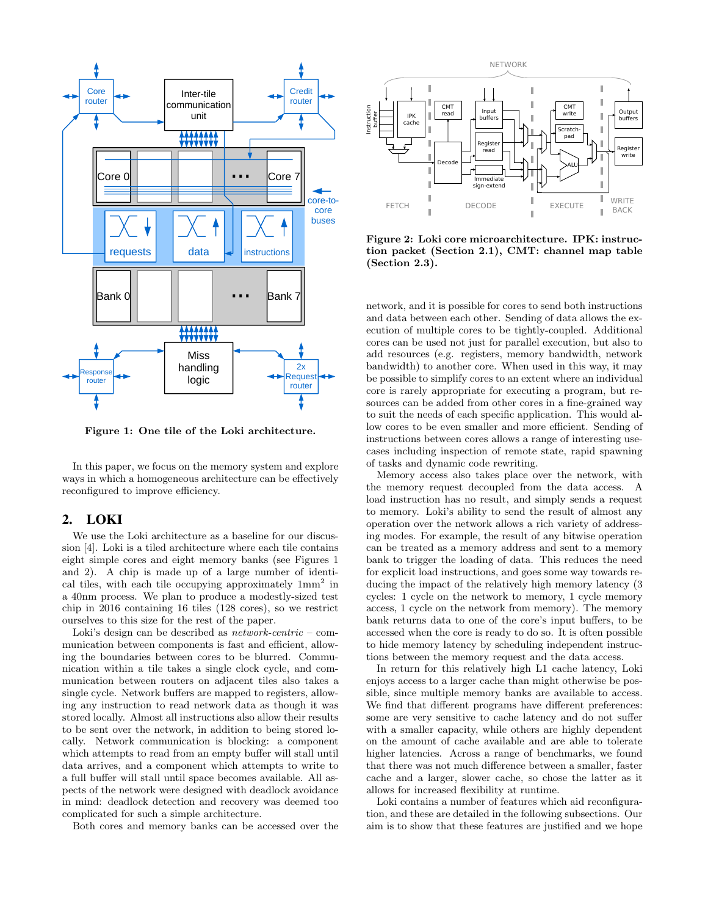Figure 1: One tile of the Loki architecture.

Figure 2: Loki core microarchitecture. IPK: instruction packet (Section 2.1), CMT: channel map table (Section 2.3).

In this paper, we focus on the memory system and explore ways in which a homogeneous architecture can be effectively reconfigured to improve efficiency.

## 2. LOKI

We use the Loki architecture as a baseline for our discussion [4]. Loki is a tiled architecture where each tile contains eight simple cores and eight memory banks (see Figures 1 and 2). A chip is made up of a large number of identical tiles, with each tile occupying approximately 1mm$^2$ in a 40nm process. We plan to produce a modestly-sized test chip in 2016 containing 16 tiles (128 cores), so we restrict ourselves to this size for the rest of the paper.

Loki's design can be described as *network-centric* – communication between components is fast and efficient, allowing the boundaries between cores to be blurred. Communication within a tile takes a single clock cycle, and communication between routers on adjacent tiles also takes a single cycle. Network buffers are mapped to registers, allowing any instruction to read network data as though it was stored locally. Almost all instructions also allow their results to be sent over the network, in addition to being stored locally. Network communication is blocking: a component which attempts to read from an empty buffer will stall until data arrives, and a component which attempts to write to a full buffer will stall until space becomes available. All aspects of the network were designed with deadlock avoidance in mind: deadlock detection and recovery was deemed too complicated for such a simple architecture.

Both cores and memory banks can be accessed over the network, and it is possible for cores to send both instructions and data between each other. Sending of data allows the execution of multiple cores to be tightly-coupled. Additional cores can be used not just for parallel execution, but also to add resources (e.g. registers, memory bandwidth, network bandwidth) to another core. When used in this way, it may be possible to simplify cores to an extent where an individual core is rarely appropriate for executing a program, but resources can be added from other cores in a fine-grained way to suit the needs of each specific application. This would allow cores to be even smaller and more efficient. Sending of instructions between cores allows a range of interesting use-cases including inspection of remote state, rapid spawning of tasks and dynamic code rewriting.

Memory access also takes place over the network, with the memory request decoupled from the data access. A load instruction has no result, and simply sends a request to memory. Loki's ability to send the result of almost any operation over the network allows a rich variety of addressing modes. For example, the result of any bitwise operation can be treated as a memory address and sent to a memory bank to trigger the loading of data. This reduces the need for explicit load instructions, and goes some way towards reducing the impact of the relatively high memory latency (3 cycles: 1 cycle on the network to memory, 1 cycle memory access, 1 cycle on the network from memory). The memory bank returns data to one of the core's input buffers, to be accessed when the core is ready to do so. It is often possible to hide memory latency by scheduling independent instructions between the memory request and the data access.

In return for this relatively high L1 cache latency, Loki enjoys access to a larger cache than might otherwise be possible, since multiple memory banks are available to access. We find that different programs have different preferences: some are very sensitive to cache latency and do not suffer with a smaller capacity, while others are highly dependent on the amount of cache available and are able to tolerate higher latencies. Across a range of benchmarks, we found that there was not much difference between a smaller, faster cache and a larger, slower cache, so chose the latter as it allows for increased flexibility at runtime.

Loki contains a number of features which aid reconfiguration, and these are detailed in the following subsections. Our aim is to show that these features are justified and we hope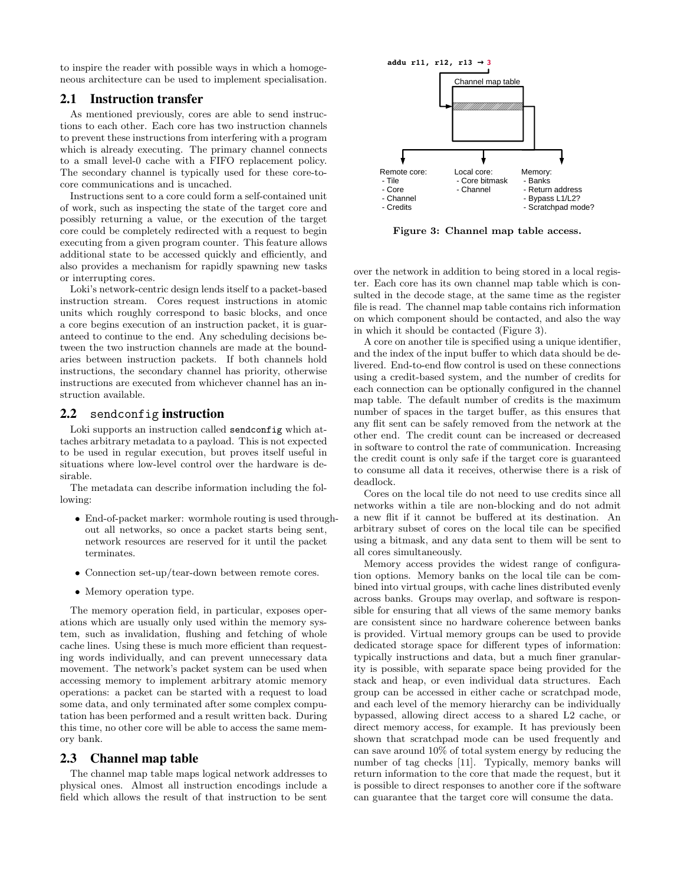to inspire the reader with possible ways in which a homogeneous architecture can be used to implement specialisation.

## 2.1 Instruction transfer

As mentioned previously, cores are able to send instructions to each other. Each core has two instruction channels to prevent these instructions from interfering with a program which is already executing. The primary channel connects to a small level-0 cache with a FIFO replacement policy. The secondary channel is typically used for these core-to-core communications and is uncached.

Instructions sent to a core could form a self-contained unit of work, such as inspecting the state of the target core and possibly returning a value, or the execution of the target core could be completely redirected with a request to begin executing from a given program counter. This feature allows additional state to be accessed quickly and efficiently, and also provides a mechanism for rapidly spawning new tasks or interrupting cores.

Loki's network-centric design lends itself to a packet-based instruction stream. Cores request instructions in atomic units which roughly correspond to basic blocks, and once a core begins execution of an instruction packet, it is guaranteed to continue to the end. Any scheduling decisions between the two instruction channels are made at the boundaries between instruction packets. If both channels hold instructions, the secondary channel has priority, otherwise instructions are executed from whichever channel has an instruction available.

## 2.2 `sendconfig` instruction

Loki supports an instruction called `sendconfig` which attaches arbitrary metadata to a payload. This is not expected to be used in regular execution, but proves itself useful in situations where low-level control over the hardware is desirable.

The metadata can describe information including the following:

- End-of-packet marker: wormhole routing is used throughout all networks, so once a packet starts being sent, network resources are reserved for it until the packet terminates.
- Connection set-up/tear-down between remote cores.
- Memory operation type.

The memory operation field, in particular, exposes operations which are usually only used within the memory system, such as invalidation, flushing and fetching of whole cache lines. Using these is much more efficient than requesting words individually, and can prevent unnecessary data movement. The network's packet system can be used when accessing memory to implement arbitrary atomic memory operations: a packet can be started with a request to load some data, and only terminated after some complex computation has been performed and a result written back. During this time, no other core will be able to access the same memory bank.

## 2.3 Channel map table

The channel map table maps logical network addresses to physical ones. Almost all instruction encodings include a field which allows the result of that instruction to be sent over the network in addition to being stored in a local register. Each core has its own channel map table which is consulted in the decode stage, at the same time as the register file is read. The channel map table contains rich information on which component should be contacted, and also the way in which it should be contacted (Figure 3).

```
addu r11, r12, r13 → 3
```

Channel map table

| Remote core: | Local core: | Memory: |
|---|---|---|
| - Tile | - Core bitmask | - Banks |
| - Core | - Channel | - Return address |
| - Channel | | - Bypass L1/L2? |
| - Credits | | - Scratchpad mode? |

**Figure 3: Channel map table access.**

A core on another tile is specified using a unique identifier, and the index of the input buffer to which data should be delivered. End-to-end flow control is used on these connections using a credit-based system, and the number of credits for each connection can be optionally configured in the channel map table. The default number of credits is the maximum number of spaces in the target buffer, as this ensures that any flit sent can be safely removed from the network at the other end. The credit count can be increased or decreased in software to control the rate of communication. Increasing the credit count is only safe if the target core is guaranteed to consume all data it receives, otherwise there is a risk of deadlock.

Cores on the local tile do not need to use credits since all networks within a tile are non-blocking and do not admit a new flit if it cannot be buffered at its destination. An arbitrary subset of cores on the local tile can be specified using a bitmask, and any data sent to them will be sent to all cores simultaneously.

Memory access provides the widest range of configuration options. Memory banks on the local tile can be combined into virtual groups, with cache lines distributed evenly across banks. Groups may overlap, and software is responsible for ensuring that all views of the same memory banks are consistent since no hardware coherence between banks is provided. Virtual memory groups can be used to provide dedicated storage space for different types of information: typically instructions and data, but a much finer granularity is possible, with separate space being provided for the stack and heap, or even individual data structures. Each group can be accessed in either cache or scratchpad mode, and each level of the memory hierarchy can be individually bypassed, allowing direct access to a shared L2 cache, or direct memory access, for example. It has previously been shown that scratchpad mode can be used frequently and can save around 10% of total system energy by reducing the number of tag checks [11]. Typically, memory banks will return information to the core that made the request, but it is possible to direct responses to another core if the software can guarantee that the target core will consume the data.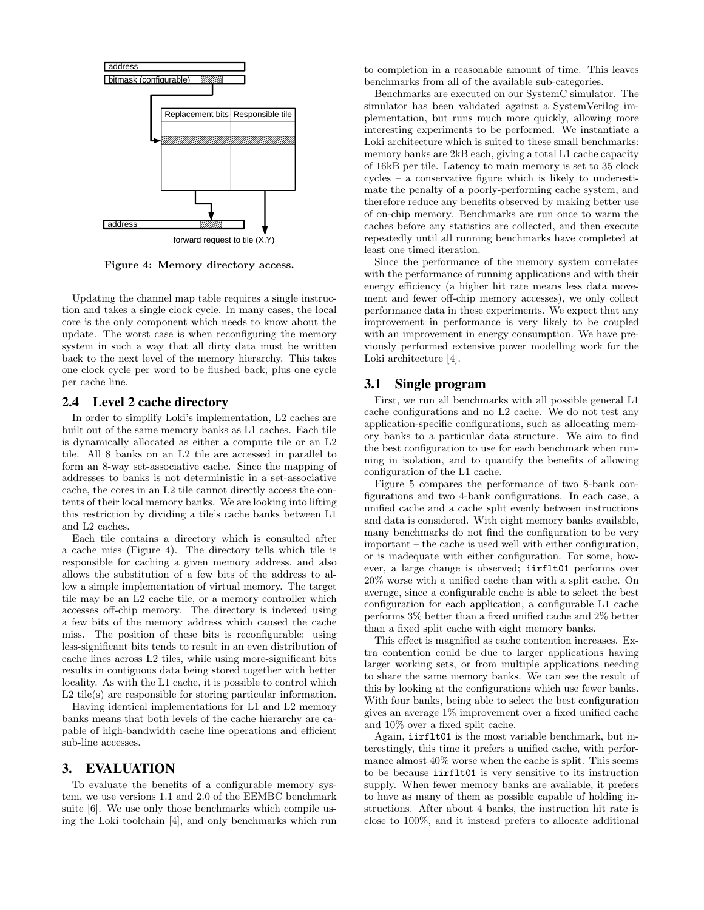Figure 4: Memory directory access.

Updating the channel map table requires a single instruction and takes a single clock cycle. In many cases, the local core is the only component which needs to know about the update. The worst case is when reconfiguring the memory system in such a way that all dirty data must be written back to the next level of the memory hierarchy. This takes one clock cycle per word to be flushed back, plus one cycle per cache line.

## 2.4 Level 2 cache directory

In order to simplify Loki's implementation, L2 caches are built out of the same memory banks as L1 caches. Each tile is dynamically allocated as either a compute tile or an L2 tile. All 8 banks on an L2 tile are accessed in parallel to form an 8-way set-associative cache. Since the mapping of addresses to banks is not deterministic in a set-associative cache, the cores in an L2 tile cannot directly access the contents of their local memory banks. We are looking into lifting this restriction by dividing a tile's cache banks between L1 and L2 caches.

Each tile contains a directory which is consulted after a cache miss (Figure 4). The directory tells which tile is responsible for caching a given memory address, and also allows the substitution of a few bits of the address to allow a simple implementation of virtual memory. The target tile may be an L2 cache tile, or a memory controller which accesses off-chip memory. The directory is indexed using a few bits of the memory address which caused the cache miss. The position of these bits is reconfigurable: using less-significant bits tends to result in an even distribution of cache lines across L2 tiles, while using more-significant bits results in contiguous data being stored together with better locality. As with the L1 cache, it is possible to control which L2 tile(s) are responsible for storing particular information.

Having identical implementations for L1 and L2 memory banks means that both levels of the cache hierarchy are capable of high-bandwidth cache line operations and efficient sub-line accesses.

# 3. EVALUATION

To evaluate the benefits of a configurable memory system, we use versions 1.1 and 2.0 of the EEMBC benchmark suite [6]. We use only those benchmarks which compile using the Loki toolchain [4], and only benchmarks which run to completion in a reasonable amount of time. This leaves benchmarks from all of the available sub-categories.

Benchmarks are executed on our SystemC simulator. The simulator has been validated against a SystemVerilog implementation, but runs much more quickly, allowing more interesting experiments to be performed. We instantiate a Loki architecture which is suited to these small benchmarks: memory banks are 2kB each, giving a total L1 cache capacity of 16kB per tile. Latency to main memory is set to 35 clock cycles – a conservative figure which is likely to underestimate the penalty of a poorly-performing cache system, and therefore reduce any benefits observed by making better use of on-chip memory. Benchmarks are run once to warm the caches before any statistics are collected, and then execute repeatedly until all running benchmarks have completed at least one timed iteration.

Since the performance of the memory system correlates with the performance of running applications and with their energy efficiency (a higher hit rate means less data movement and fewer off-chip memory accesses), we only collect performance data in these experiments. We expect that any improvement in performance is very likely to be coupled with an improvement in energy consumption. We have previously performed extensive power modelling work for the Loki architecture [4].

## 3.1 Single program

First, we run all benchmarks with all possible general L1 cache configurations and no L2 cache. We do not test any application-specific configurations, such as allocating memory banks to a particular data structure. We aim to find the best configuration to use for each benchmark when running in isolation, and to quantify the benefits of allowing configuration of the L1 cache.

Figure 5 compares the performance of two 8-bank configurations and two 4-bank configurations. In each case, a unified cache and a cache split evenly between instructions and data is considered. With eight memory banks available, many benchmarks do not find the configuration to be very important – the cache is used well with either configuration, or is inadequate with either configuration. For some, however, a large change is observed; `iirflt01` performs over 20% worse with a unified cache than with a split cache. On average, since a configurable cache is able to select the best configuration for each application, a configurable L1 cache performs 3% better than a fixed unified cache and 2% better than a fixed split cache with eight memory banks.

This effect is magnified as cache contention increases. Extra contention could be due to larger applications having larger working sets, or from multiple applications needing to share the same memory banks. We can see the result of this by looking at the configurations which use fewer banks. With four banks, being able to select the best configuration gives an average 1% improvement over a fixed unified cache and 10% over a fixed split cache.

Again, `iirflt01` is the most variable benchmark, but interestingly, this time it prefers a unified cache, with performance almost 40% worse when the cache is split. This seems to be because `iirflt01` is very sensitive to its instruction supply. When fewer memory banks are available, it prefers to have as many of them as possible capable of holding instructions. After about 4 banks, the instruction hit rate is close to 100%, and it instead prefers to allocate additional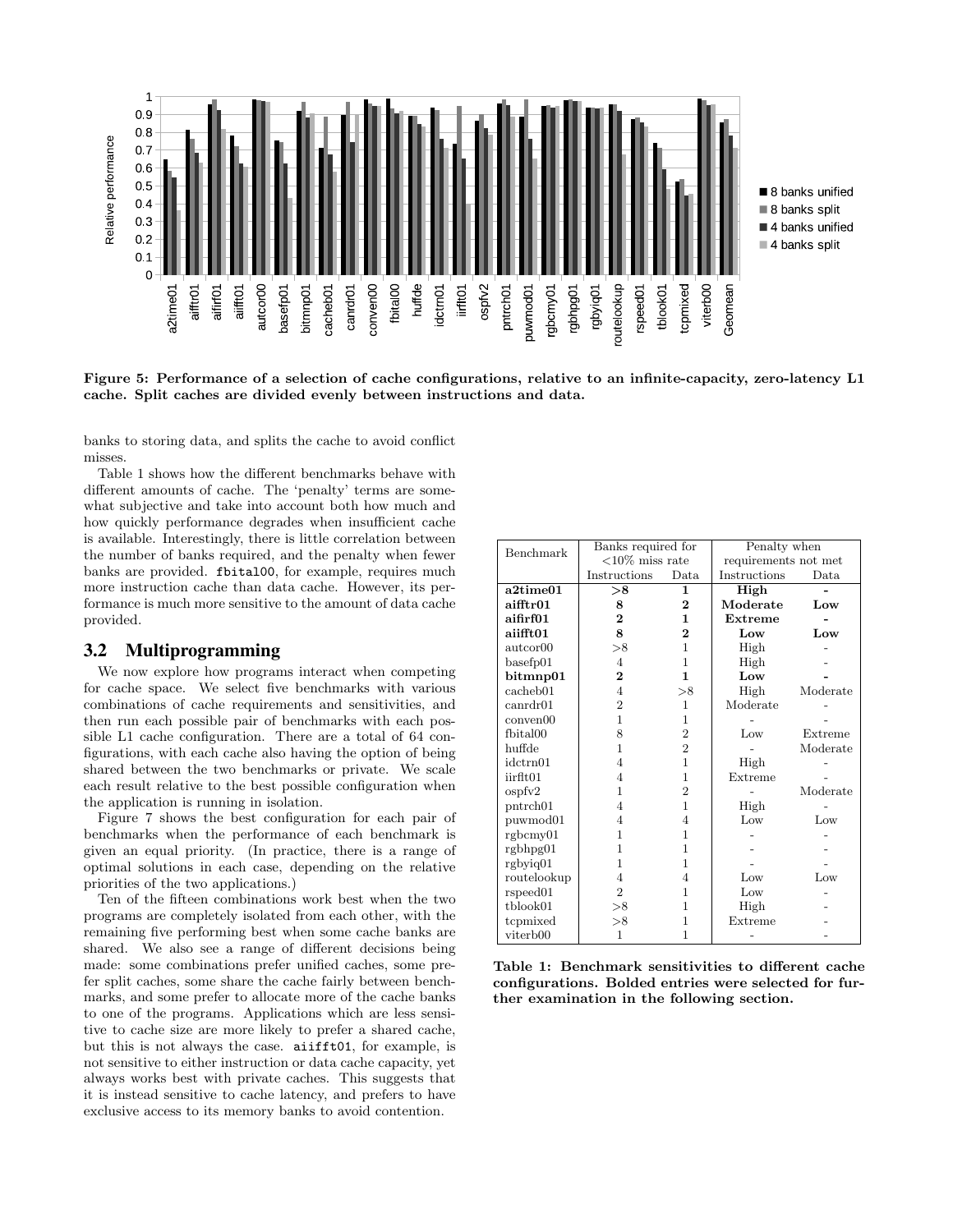Figure 5: Performance of a selection of cache configurations, relative to an infinite-capacity, zero-latency L1 cache. Split caches are divided evenly between instructions and data.

banks to storing data, and splits the cache to avoid conflict misses.

Table 1 shows how the different benchmarks behave with different amounts of cache. The 'penalty' terms are somewhat subjective and take into account both how much and how quickly performance degrades when insufficient cache is available. Interestingly, there is little correlation between the number of banks required, and the penalty when fewer banks are provided. fbital00, for example, requires much more instruction cache than data cache. However, its performance is much more sensitive to the amount of data cache provided.

## 3.2 Multiprogramming

We now explore how programs interact when competing for cache space. We select five benchmarks with various combinations of cache requirements and sensitivities, and then run each possible pair of benchmarks with each possible L1 cache configuration. There are a total of 64 configurations, with each cache also having the option of being shared between the two benchmarks or private. We scale each result relative to the best possible configuration when the application is running in isolation.

Figure 7 shows the best configuration for each pair of benchmarks when the performance of each benchmark is given an equal priority. (In practice, there is a range of optimal solutions in each case, depending on the relative priorities of the two applications.)

Ten of the fifteen combinations work best when the two programs are completely isolated from each other, with the remaining five performing best when some cache banks are shared. We also see a range of different decisions being made: some combinations prefer unified caches, some prefer split caches, some share the cache fairly between benchmarks, and some prefer to allocate more of the cache banks to one of the programs. Applications which are less sensitive to cache size are more likely to prefer a shared cache, but this is not always the case. aiifft01, for example, is not sensitive to either instruction or data cache capacity, yet always works best with private caches. This suggests that it is instead sensitive to cache latency, and prefers to have exclusive access to its memory banks to avoid contention.

| Benchmark | Banks required for <10% miss rate | | Penalty when requirements not met | |
|---|---|---|---|---|
| | Instructions | Data | Instructions | Data |
| **a2time01** | **>8** | **1** | **High** | **-** |
| **aifftr01** | **8** | **2** | **Moderate** | **Low** |
| **aifirf01** | **2** | **1** | **Extreme** | **-** |
| **aiifft01** | **8** | **2** | **Low** | **Low** |
| autcor00 | >8 | 1 | High | - |
| basefp01 | 4 | 1 | High | - |
| **bitmnp01** | **2** | **1** | **Low** | **-** |
| cacheb01 | 4 | >8 | High | Moderate |
| canrdr01 | 2 | 1 | Moderate | - |
| conven00 | 1 | 1 | - | - |
| fbital00 | 8 | 2 | Low | Extreme |
| huffde | 1 | 2 | - | Moderate |
| idctrn01 | 4 | 1 | High | - |
| iirflt01 | 4 | 1 | Extreme | - |
| ospfv2 | 1 | 2 | - | Moderate |
| pntrch01 | 4 | 1 | High | - |
| puwmod01 | 4 | 4 | Low | Low |
| rgbcmy01 | 1 | 1 | - | - |
| rgbhpg01 | 1 | 1 | - | - |
| rgbyiq01 | 1 | 1 | - | - |
| routelookup | 4 | 4 | Low | Low |
| rspeed01 | 2 | 1 | Low | - |
| tblook01 | >8 | 1 | High | - |
| tcpmixed | >8 | 1 | Extreme | - |
| viterb00 | 1 | 1 | - | - |

Table 1: Benchmark sensitivities to different cache configurations. Bolded entries were selected for further examination in the following section.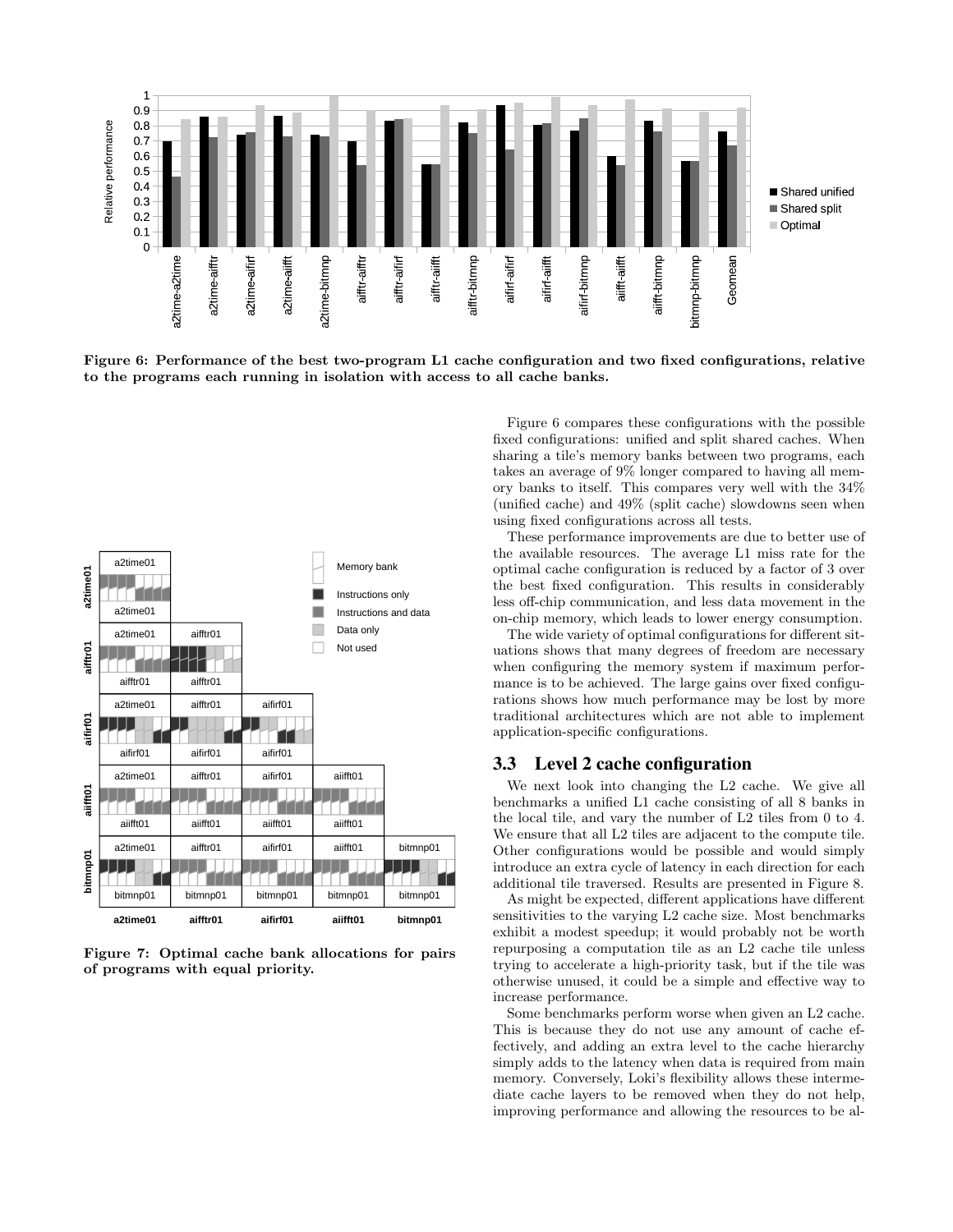Figure 6: Performance of the best two-program L1 cache configuration and two fixed configurations, relative to the programs each running in isolation with access to all cache banks.

Figure 7: Optimal cache bank allocations for pairs of programs with equal priority.

Figure 6 compares these configurations with the possible fixed configurations: unified and split shared caches. When sharing a tile's memory banks between two programs, each takes an average of 9% longer compared to having all memory banks to itself. This compares very well with the 34% (unified cache) and 49% (split cache) slowdowns seen when using fixed configurations across all tests.

These performance improvements are due to better use of the available resources. The average L1 miss rate for the optimal cache configuration is reduced by a factor of 3 over the best fixed configuration. This results in considerably less off-chip communication, and less data movement in the on-chip memory, which leads to lower energy consumption.

The wide variety of optimal configurations for different situations shows that many degrees of freedom are necessary when configuring the memory system if maximum performance is to be achieved. The large gains over fixed configurations shows how much performance may be lost by more traditional architectures which are not able to implement application-specific configurations.

## 3.3 Level 2 cache configuration

We next look into changing the L2 cache. We give all benchmarks a unified L1 cache consisting of all 8 banks in the local tile, and vary the number of L2 tiles from 0 to 4. We ensure that all L2 tiles are adjacent to the compute tile. Other configurations would be possible and would simply introduce an extra cycle of latency in each direction for each additional tile traversed. Results are presented in Figure 8.

As might be expected, different applications have different sensitivities to the varying L2 cache size. Most benchmarks exhibit a modest speedup; it would probably not be worth repurposing a computation tile as an L2 cache tile unless trying to accelerate a high-priority task, but if the tile was otherwise unused, it could be a simple and effective way to increase performance.

Some benchmarks perform worse when given an L2 cache. This is because they do not use any amount of cache effectively, and adding an extra level to the cache hierarchy simply adds to the latency when data is required from main memory. Conversely, Loki's flexibility allows these intermediate cache layers to be removed when they do not help, improving performance and allowing the resources to be al-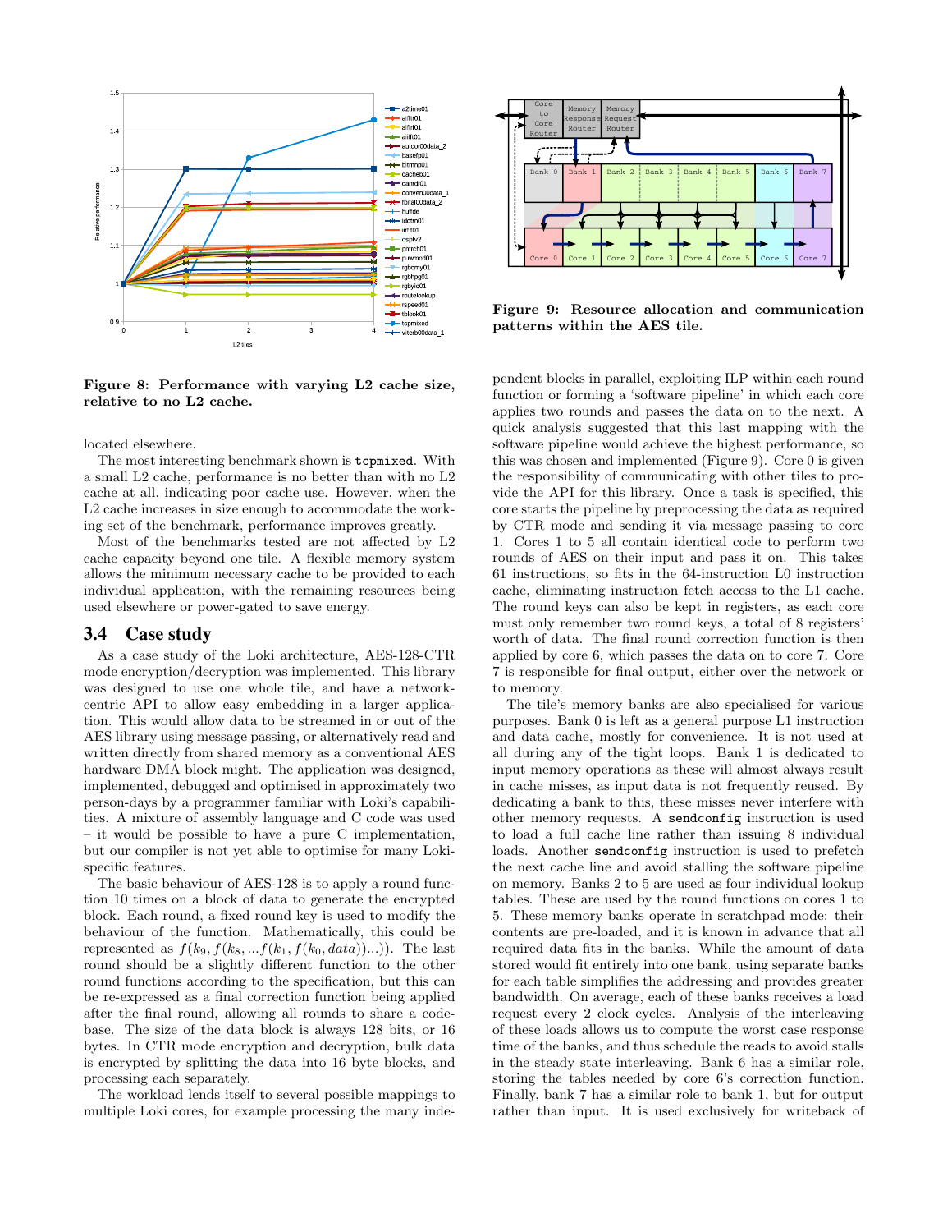Figure 8: Performance with varying L2 cache size, relative to no L2 cache.

located elsewhere.

The most interesting benchmark shown is tcpmixed. With a small L2 cache, performance is no better than with no L2 cache at all, indicating poor cache use. However, when the L2 cache increases in size enough to accommodate the working set of the benchmark, performance improves greatly.

Most of the benchmarks tested are not affected by L2 cache capacity beyond one tile. A flexible memory system allows the minimum necessary cache to be provided to each individual application, with the remaining resources being used elsewhere or power-gated to save energy.

### 3.4 Case study

As a case study of the Loki architecture, AES-128-CTR mode encryption/decryption was implemented. This library was designed to use one whole tile, and have a network-centric API to allow easy embedding in a larger application. This would allow data to be streamed in or out of the AES library using message passing, or alternatively read and written directly from shared memory as a conventional AES hardware DMA block might. The application was designed, implemented, debugged and optimised in approximately two person-days by a programmer familiar with Loki's capabilities. A mixture of assembly language and C code was used – it would be possible to have a pure C implementation, but our compiler is not yet able to optimise for many Loki-specific features.

The basic behaviour of AES-128 is to apply a round function 10 times on a block of data to generate the encrypted block. Each round, a fixed round key is used to modify the behaviour of the function. Mathematically, this could be represented as $f(k_9, f(k_8, ...f(k_1, f(k_0, data))...))$. The last round should be a slightly different function to the other round functions according to the specification, but this can be re-expressed as a final correction function being applied after the final round, allowing all rounds to share a codebase. The size of the data block is always 128 bits, or 16 bytes. In CTR mode encryption and decryption, bulk data is encrypted by splitting the data into 16 byte blocks, and processing each separately.

The workload lends itself to several possible mappings to multiple Loki cores, for example processing the many independent blocks in parallel, exploiting ILP within each round function or forming a 'software pipeline' in which each core applies two rounds and passes the data on to the next. A quick analysis suggested that this last mapping with the software pipeline would achieve the highest performance, so this was chosen and implemented (Figure 9). Core 0 is given the responsibility of communicating with other tiles to provide the API for this library. Once a task is specified, this core starts the pipeline by preprocessing the data as required by CTR mode and sending it via message passing to core 1. Cores 1 to 5 all contain identical code to perform two rounds of AES on their input and pass it on. This takes 61 instructions, so fits in the 64-instruction L0 instruction cache, eliminating instruction fetch access to the L1 cache. The round keys can also be kept in registers, as each core must only remember two round keys, a total of 8 registers' worth of data. The final round correction function is then applied by core 6, which passes the data on to core 7. Core 7 is responsible for final output, either over the network or to memory.

Figure 9: Resource allocation and communication patterns within the AES tile.

The tile's memory banks are also specialised for various purposes. Bank 0 is left as a general purpose L1 instruction and data cache, mostly for convenience. It is not used at all during any of the tight loops. Bank 1 is dedicated to input memory operations as these will almost always result in cache misses, as input data is not frequently reused. By dedicating a bank to this, these misses never interfere with other memory requests. A sendconfig instruction is used to load a full cache line rather than issuing 8 individual loads. Another sendconfig instruction is used to prefetch the next cache line and avoid stalling the software pipeline on memory. Banks 2 to 5 are used as four individual lookup tables. These are used by the round functions on cores 1 to 5. These memory banks operate in scratchpad mode: their contents are pre-loaded, and it is known in advance that all required data fits in the banks. While the amount of data stored would fit entirely into one bank, using separate banks for each table simplifies the addressing and provides greater bandwidth. On average, each of these banks receives a load request every 2 clock cycles. Analysis of the interleaving of these loads allows us to compute the worst case response time of the banks, and thus schedule the reads to avoid stalls in the steady state interleaving. Bank 6 has a similar role, storing the tables needed by core 6's correction function. Finally, bank 7 has a similar role to bank 1, but for output rather than input. It is used exclusively for writeback of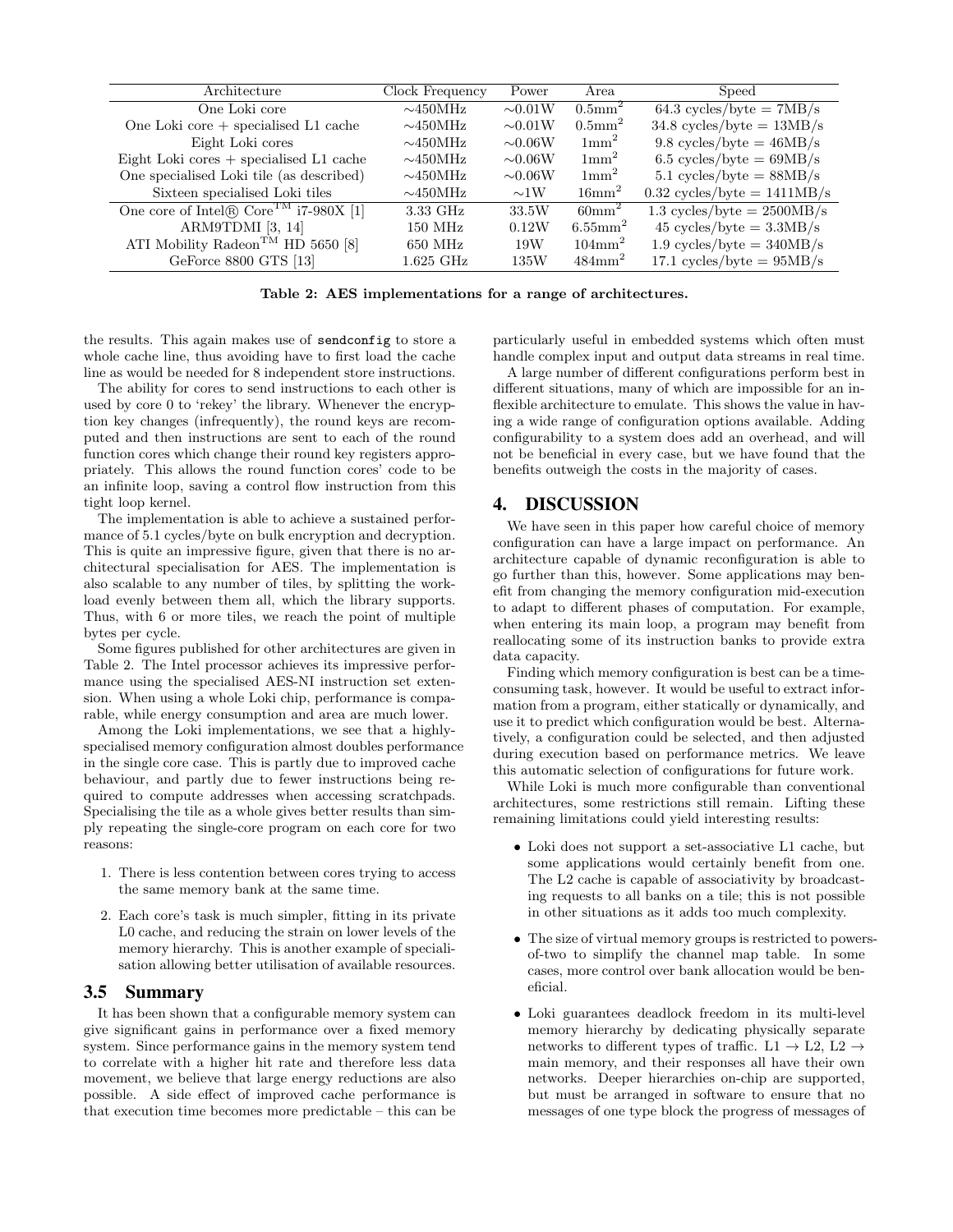| Architecture | Clock Frequency | Power | Area | Speed |
|---|---|---|---|---|
| One Loki core | ∼450MHz | ∼0.01W | 0.5mm$^2$ | 64.3 cycles/byte = 7MB/s |
| One Loki core + specialised L1 cache | ∼450MHz | ∼0.01W | 0.5mm$^2$ | 34.8 cycles/byte = 13MB/s |
| Eight Loki cores | ∼450MHz | ∼0.06W | 1mm$^2$ | 9.8 cycles/byte = 46MB/s |
| Eight Loki cores + specialised L1 cache | ∼450MHz | ∼0.06W | 1mm$^2$ | 6.5 cycles/byte = 69MB/s |
| One specialised Loki tile (as described) | ∼450MHz | ∼0.06W | 1mm$^2$ | 5.1 cycles/byte = 88MB/s |
| Sixteen specialised Loki tiles | ∼450MHz | ∼1W | 16mm$^2$ | 0.32 cycles/byte = 1411MB/s |
| One core of Intel® Core™ i7-980X [1] | 3.33 GHz | 33.5W | 60mm$^2$ | 1.3 cycles/byte = 2500MB/s |
| ARM9TDMI [3, 14] | 150 MHz | 0.12W | 6.55mm$^2$ | 45 cycles/byte = 3.3MB/s |
| ATI Mobility Radeon™ HD 5650 [8] | 650 MHz | 19W | 104mm$^2$ | 1.9 cycles/byte = 340MB/s |
| GeForce 8800 GTS [13] | 1.625 GHz | 135W | 484mm$^2$ | 17.1 cycles/byte = 95MB/s |

**Table 2: AES implementations for a range of architectures.**

the results. This again makes use of `sendconfig` to store a whole cache line, thus avoiding have to first load the cache line as would be needed for 8 independent store instructions.

The ability for cores to send instructions to each other is used by core 0 to 'rekey' the library. Whenever the encryption key changes (infrequently), the round keys are recomputed and then instructions are sent to each of the round function cores which change their round key registers appropriately. This allows the round function cores' code to be an infinite loop, saving a control flow instruction from this tight loop kernel.

The implementation is able to achieve a sustained performance of 5.1 cycles/byte on bulk encryption and decryption. This is quite an impressive figure, given that there is no architectural specialisation for AES. The implementation is also scalable to any number of tiles, by splitting the workload evenly between them all, which the library supports. Thus, with 6 or more tiles, we reach the point of multiple bytes per cycle.

Some figures published for other architectures are given in Table 2. The Intel processor achieves its impressive performance using the specialised AES-NI instruction set extension. When using a whole Loki chip, performance is comparable, while energy consumption and area are much lower.

Among the Loki implementations, we see that a highly-specialised memory configuration almost doubles performance in the single core case. This is partly due to improved cache behaviour, and partly due to fewer instructions being required to compute addresses when accessing scratchpads. Specialising the tile as a whole gives better results than simply repeating the single-core program on each core for two reasons:

1. There is less contention between cores trying to access the same memory bank at the same time.
2. Each core's task is much simpler, fitting in its private L0 cache, and reducing the strain on lower levels of the memory hierarchy. This is another example of specialisation allowing better utilisation of available resources.

### 3.5 Summary

It has been shown that a configurable memory system can give significant gains in performance over a fixed memory system. Since performance gains in the memory system tend to correlate with a higher hit rate and therefore less data movement, we believe that large energy reductions are also possible. A side effect of improved cache performance is that execution time becomes more predictable – this can be particularly useful in embedded systems which often must handle complex input and output data streams in real time.

A large number of different configurations perform best in different situations, many of which are impossible for an inflexible architecture to emulate. This shows the value in having a wide range of configuration options available. Adding configurability to a system does add an overhead, and will not be beneficial in every case, but we have found that the benefits outweigh the costs in the majority of cases.

## 4. DISCUSSION

We have seen in this paper how careful choice of memory configuration can have a large impact on performance. An architecture capable of dynamic reconfiguration is able to go further than this, however. Some applications may benefit from changing the memory configuration mid-execution to adapt to different phases of computation. For example, when entering its main loop, a program may benefit from reallocating some of its instruction banks to provide extra data capacity.

Finding which memory configuration is best can be a time-consuming task, however. It would be useful to extract information from a program, either statically or dynamically, and use it to predict which configuration would be best. Alternatively, a configuration could be selected, and then adjusted during execution based on performance metrics. We leave this automatic selection of configurations for future work.

While Loki is much more configurable than conventional architectures, some restrictions still remain. Lifting these remaining limitations could yield interesting results:

- Loki does not support a set-associative L1 cache, but some applications would certainly benefit from one. The L2 cache is capable of associativity by broadcasting requests to all banks on a tile; this is not possible in other situations as it adds too much complexity.
- The size of virtual memory groups is restricted to powers-of-two to simplify the channel map table. In some cases, more control over bank allocation would be beneficial.
- Loki guarantees deadlock freedom in its multi-level memory hierarchy by dedicating physically separate networks to different types of traffic. L1 → L2, L2 → main memory, and their responses all have their own networks. Deeper hierarchies on-chip are supported, but must be arranged in software to ensure that no messages of one type block the progress of messages of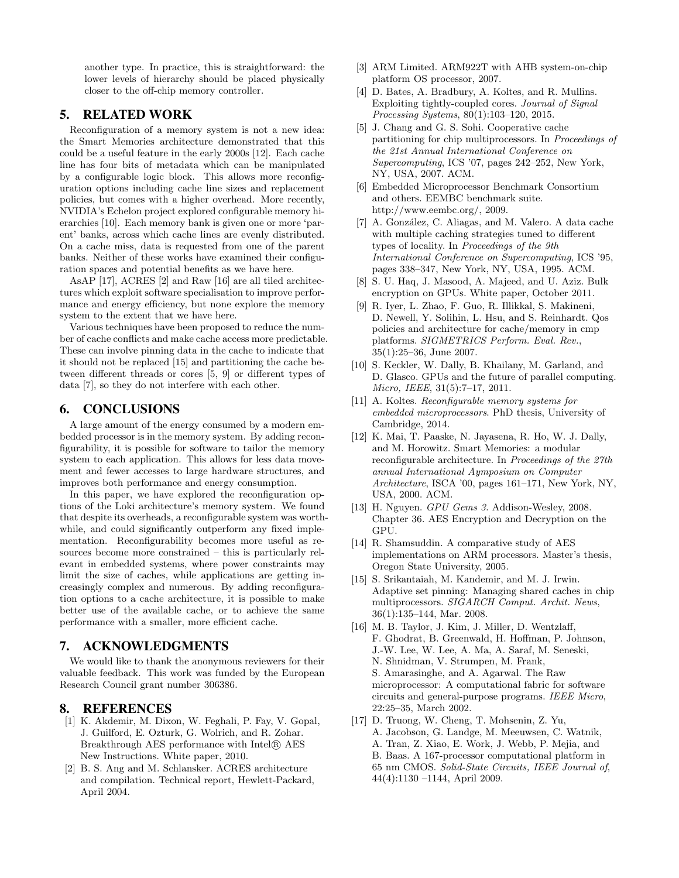another type. In practice, this is straightforward: the lower levels of hierarchy should be placed physically closer to the off-chip memory controller.

## 5. RELATED WORK

Reconfiguration of a memory system is not a new idea: the Smart Memories architecture demonstrated that this could be a useful feature in the early 2000s [12]. Each cache line has four bits of metadata which can be manipulated by a configurable logic block. This allows more reconfiguration options including cache line sizes and replacement policies, but comes with a higher overhead. More recently, NVIDIA's Echelon project explored configurable memory hierarchies [10]. Each memory bank is given one or more 'parent' banks, across which cache lines are evenly distributed. On a cache miss, data is requested from one of the parent banks. Neither of these works have examined their configuration spaces and potential benefits as we have here.

AsAP [17], ACRES [2] and Raw [16] are all tiled architectures which exploit software specialisation to improve performance and energy efficiency, but none explore the memory system to the extent that we have here.

Various techniques have been proposed to reduce the number of cache conflicts and make cache access more predictable. These can involve pinning data in the cache to indicate that it should not be replaced [15] and partitioning the cache between different threads or cores [5, 9] or different types of data [7], so they do not interfere with each other.

## 6. CONCLUSIONS

A large amount of the energy consumed by a modern embedded processor is in the memory system. By adding reconfigurability, it is possible for software to tailor the memory system to each application. This allows for less data movement and fewer accesses to large hardware structures, and improves both performance and energy consumption.

In this paper, we have explored the reconfiguration options of the Loki architecture's memory system. We found that despite its overheads, a reconfigurable system was worthwhile, and could significantly outperform any fixed implementation. Reconfigurability becomes more useful as resources become more constrained – this is particularly relevant in embedded systems, where power constraints may limit the size of caches, while applications are getting increasingly complex and numerous. By adding reconfiguration options to a cache architecture, it is possible to make better use of the available cache, or to achieve the same performance with a smaller, more efficient cache.

## 7. ACKNOWLEDGMENTS

We would like to thank the anonymous reviewers for their valuable feedback. This work was funded by the European Research Council grant number 306386.

## 8. REFERENCES

[1] K. Akdemir, M. Dixon, W. Feghali, P. Fay, V. Gopal, J. Guilford, E. Ozturk, G. Wolrich, and R. Zohar. Breakthrough AES performance with Intel® AES New Instructions. White paper, 2010.

[2] B. S. Ang and M. Schlansker. ACRES architecture and compilation. Technical report, Hewlett-Packard, April 2004.

[3] ARM Limited. ARM922T with AHB system-on-chip platform OS processor, 2007.

[4] D. Bates, A. Bradbury, A. Koltes, and R. Mullins. Exploiting tightly-coupled cores. *Journal of Signal Processing Systems*, 80(1):103–120, 2015.

[5] J. Chang and G. S. Sohi. Cooperative cache partitioning for chip multiprocessors. In *Proceedings of the 21st Annual International Conference on Supercomputing*, ICS '07, pages 242–252, New York, NY, USA, 2007. ACM.

[6] Embedded Microprocessor Benchmark Consortium and others. EEMBC benchmark suite. http://www.eembc.org/, 2009.

[7] A. González, C. Aliagas, and M. Valero. A data cache with multiple caching strategies tuned to different types of locality. In *Proceedings of the 9th International Conference on Supercomputing*, ICS '95, pages 338–347, New York, NY, USA, 1995. ACM.

[8] S. U. Haq, J. Masood, A. Majeed, and U. Aziz. Bulk encryption on GPUs. White paper, October 2011.

[9] R. Iyer, L. Zhao, F. Guo, R. Illikkal, S. Makineni, D. Newell, Y. Solihin, L. Hsu, and S. Reinhardt. Qos policies and architecture for cache/memory in cmp platforms. *SIGMETRICS Perform. Eval. Rev.*, 35(1):25–36, June 2007.

[10] S. Keckler, W. Dally, B. Khailany, M. Garland, and D. Glasco. GPUs and the future of parallel computing. *Micro, IEEE*, 31(5):7–17, 2011.

[11] A. Koltes. *Reconfigurable memory systems for embedded microprocessors*. PhD thesis, University of Cambridge, 2014.

[12] K. Mai, T. Paaske, N. Jayasena, R. Ho, W. J. Dally, and M. Horowitz. Smart Memories: a modular reconfigurable architecture. In *Proceedings of the 27th annual International Aymposium on Computer Architecture*, ISCA '00, pages 161–171, New York, NY, USA, 2000. ACM.

[13] H. Nguyen. *GPU Gems 3*. Addison-Wesley, 2008. Chapter 36. AES Encryption and Decryption on the GPU.

[14] R. Shamsuddin. A comparative study of AES implementations on ARM processors. Master's thesis, Oregon State University, 2005.

[15] S. Srikantaiah, M. Kandemir, and M. J. Irwin. Adaptive set pinning: Managing shared caches in chip multiprocessors. *SIGARCH Comput. Archit. News*, 36(1):135–144, Mar. 2008.

[16] M. B. Taylor, J. Kim, J. Miller, D. Wentzlaff, F. Ghodrat, B. Greenwald, H. Hoffman, P. Johnson, J.-W. Lee, W. Lee, A. Ma, A. Saraf, M. Seneski, N. Shnidman, V. Strumpen, M. Frank, S. Amarasinghe, and A. Agarwal. The Raw microprocessor: A computational fabric for software circuits and general-purpose programs. *IEEE Micro*, 22:25–35, March 2002.

[17] D. Truong, W. Cheng, T. Mohsenin, Z. Yu, A. Jacobson, G. Landge, M. Meeuwsen, C. Watnik, A. Tran, Z. Xiao, E. Work, J. Webb, P. Mejia, and B. Baas. A 167-processor computational platform in 65 nm CMOS. *Solid-State Circuits, IEEE Journal of*, 44(4):1130 –1144, April 2009.